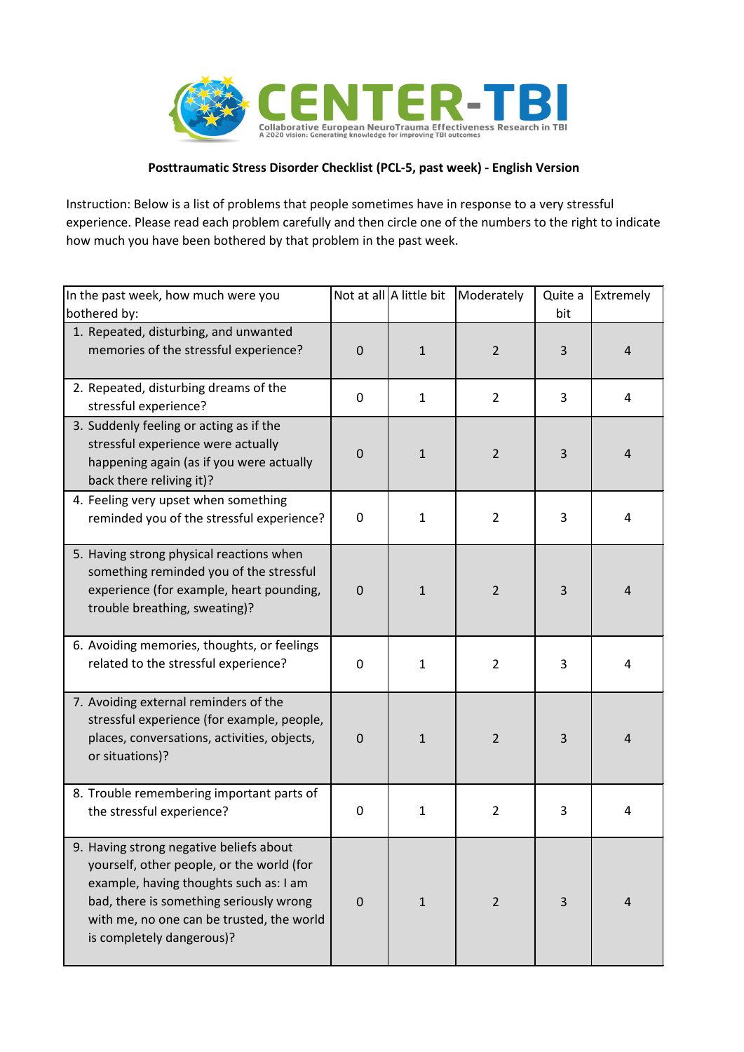CENTER-TBI

Collaborative European NeuroTrauma Effectiveness Research in TBI
A 2020 vision: Generating knowledge for improving TBI outcomes

**Posttraumatic Stress Disorder Checklist (PCL-5, past week) - English Version**

Instruction: Below is a list of problems that people sometimes have in response to a very stressful experience. Please read each problem carefully and then circle one of the numbers to the right to indicate how much you have been bothered by that problem in the past week.

| In the past week, how much were you bothered by: | Not at all | A little bit | Moderately | Quite a bit | Extremely |
|---|---|---|---|---|---|
| 1. Repeated, disturbing, and unwanted memories of the stressful experience? | 0 | 1 | 2 | 3 | 4 |
| 2. Repeated, disturbing dreams of the stressful experience? | 0 | 1 | 2 | 3 | 4 |
| 3. Suddenly feeling or acting as if the stressful experience were actually happening again (as if you were actually back there reliving it)? | 0 | 1 | 2 | 3 | 4 |
| 4. Feeling very upset when something reminded you of the stressful experience? | 0 | 1 | 2 | 3 | 4 |
| 5. Having strong physical reactions when something reminded you of the stressful experience (for example, heart pounding, trouble breathing, sweating)? | 0 | 1 | 2 | 3 | 4 |
| 6. Avoiding memories, thoughts, or feelings related to the stressful experience? | 0 | 1 | 2 | 3 | 4 |
| 7. Avoiding external reminders of the stressful experience (for example, people, places, conversations, activities, objects, or situations)? | 0 | 1 | 2 | 3 | 4 |
| 8. Trouble remembering important parts of the stressful experience? | 0 | 1 | 2 | 3 | 4 |
| 9. Having strong negative beliefs about yourself, other people, or the world (for example, having thoughts such as: I am bad, there is something seriously wrong with me, no one can be trusted, the world is completely dangerous)? | 0 | 1 | 2 | 3 | 4 |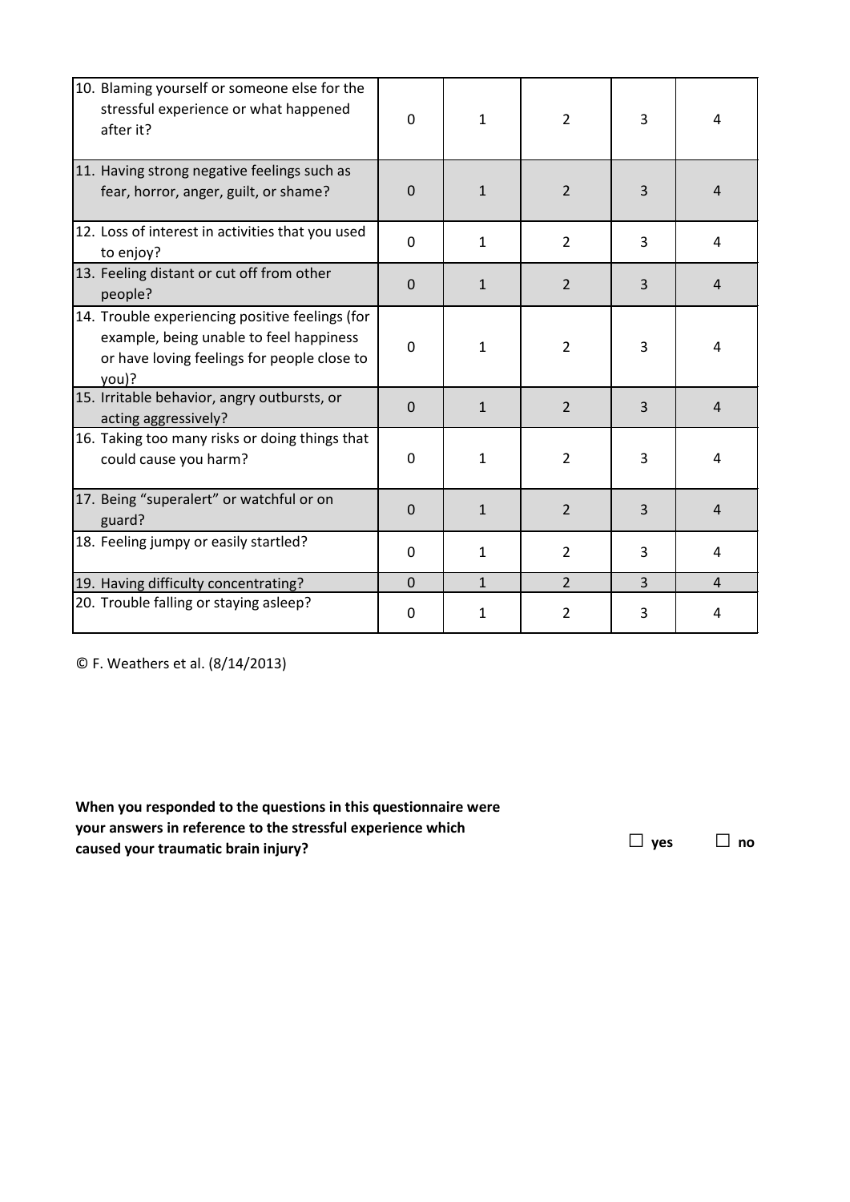| | | | | | |
|---|---|---|---|---|---|
| 10. Blaming yourself or someone else for the stressful experience or what happened after it? | 0 | 1 | 2 | 3 | 4 |
| 11. Having strong negative feelings such as fear, horror, anger, guilt, or shame? | 0 | 1 | 2 | 3 | 4 |
| 12. Loss of interest in activities that you used to enjoy? | 0 | 1 | 2 | 3 | 4 |
| 13. Feeling distant or cut off from other people? | 0 | 1 | 2 | 3 | 4 |
| 14. Trouble experiencing positive feelings (for example, being unable to feel happiness or have loving feelings for people close to you)? | 0 | 1 | 2 | 3 | 4 |
| 15. Irritable behavior, angry outbursts, or acting aggressively? | 0 | 1 | 2 | 3 | 4 |
| 16. Taking too many risks or doing things that could cause you harm? | 0 | 1 | 2 | 3 | 4 |
| 17. Being "superalert" or watchful or on guard? | 0 | 1 | 2 | 3 | 4 |
| 18. Feeling jumpy or easily startled? | 0 | 1 | 2 | 3 | 4 |
| 19. Having difficulty concentrating? | 0 | 1 | 2 | 3 | 4 |
| 20. Trouble falling or staying asleep? | 0 | 1 | 2 | 3 | 4 |

© F. Weathers et al. (8/14/2013)

**When you responded to the questions in this questionnaire were your answers in reference to the stressful experience which caused your traumatic brain injury?** ☐ **yes** ☐ **no**